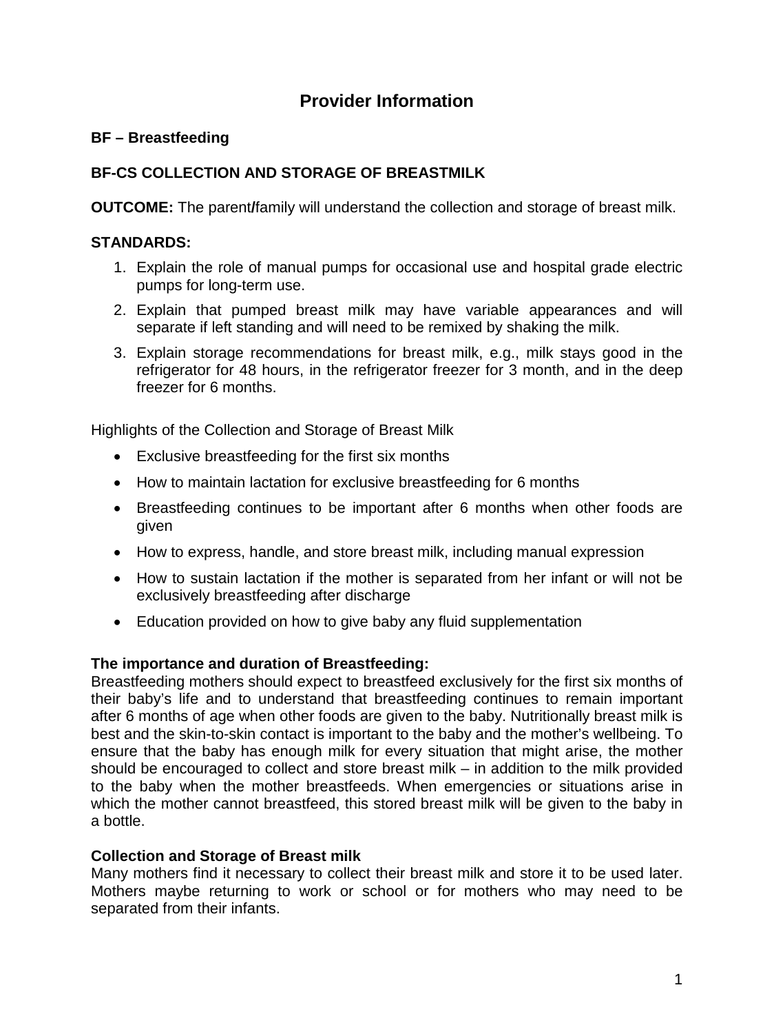# Provider Information

## BF – Breastfeeding

### BF-CS COLLECTION AND STORAGE OF BREASTMILK

**OUTCOME:** The parent/family will understand the collection and storage of breast milk.

**STANDARDS:**

1. Explain the role of manual pumps for occasional use and hospital grade electric pumps for long-term use.
2. Explain that pumped breast milk may have variable appearances and will separate if left standing and will need to be remixed by shaking the milk.
3. Explain storage recommendations for breast milk, e.g., milk stays good in the refrigerator for 48 hours, in the refrigerator freezer for 3 month, and in the deep freezer for 6 months.

Highlights of the Collection and Storage of Breast Milk

- Exclusive breastfeeding for the first six months
- How to maintain lactation for exclusive breastfeeding for 6 months
- Breastfeeding continues to be important after 6 months when other foods are given
- How to express, handle, and store breast milk, including manual expression
- How to sustain lactation if the mother is separated from her infant or will not be exclusively breastfeeding after discharge
- Education provided on how to give baby any fluid supplementation

**The importance and duration of Breastfeeding:**
Breastfeeding mothers should expect to breastfeed exclusively for the first six months of their baby's life and to understand that breastfeeding continues to remain important after 6 months of age when other foods are given to the baby. Nutritionally breast milk is best and the skin-to-skin contact is important to the baby and the mother's wellbeing. To ensure that the baby has enough milk for every situation that might arise, the mother should be encouraged to collect and store breast milk – in addition to the milk provided to the baby when the mother breastfeeds. When emergencies or situations arise in which the mother cannot breastfeed, this stored breast milk will be given to the baby in a bottle.

**Collection and Storage of Breast milk**
Many mothers find it necessary to collect their breast milk and store it to be used later. Mothers maybe returning to work or school or for mothers who may need to be separated from their infants.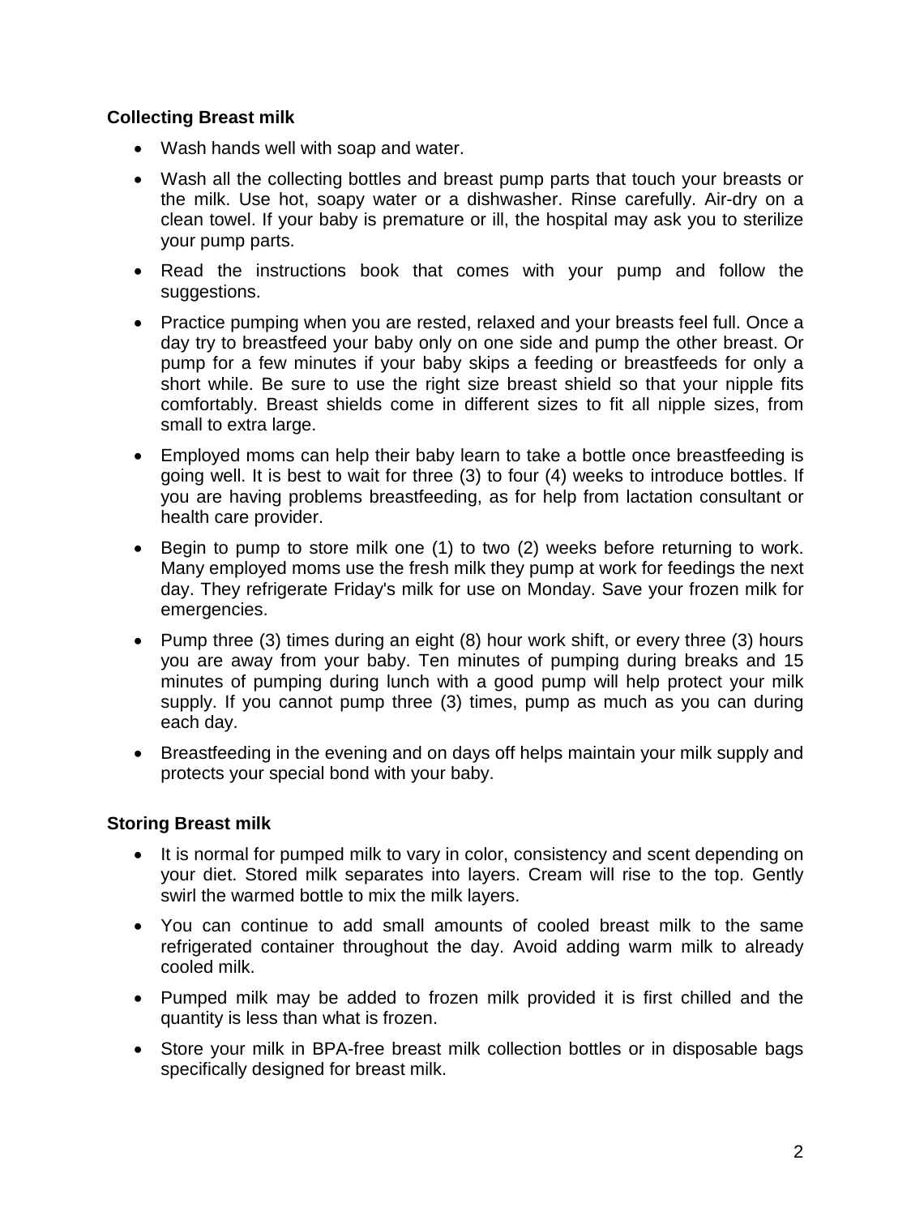**Collecting Breast milk**

- Wash hands well with soap and water.
- Wash all the collecting bottles and breast pump parts that touch your breasts or the milk. Use hot, soapy water or a dishwasher. Rinse carefully. Air-dry on a clean towel. If your baby is premature or ill, the hospital may ask you to sterilize your pump parts.
- Read the instructions book that comes with your pump and follow the suggestions.
- Practice pumping when you are rested, relaxed and your breasts feel full. Once a day try to breastfeed your baby only on one side and pump the other breast. Or pump for a few minutes if your baby skips a feeding or breastfeeds for only a short while. Be sure to use the right size breast shield so that your nipple fits comfortably. Breast shields come in different sizes to fit all nipple sizes, from small to extra large.
- Employed moms can help their baby learn to take a bottle once breastfeeding is going well. It is best to wait for three (3) to four (4) weeks to introduce bottles. If you are having problems breastfeeding, as for help from lactation consultant or health care provider.
- Begin to pump to store milk one (1) to two (2) weeks before returning to work. Many employed moms use the fresh milk they pump at work for feedings the next day. They refrigerate Friday's milk for use on Monday. Save your frozen milk for emergencies.
- Pump three (3) times during an eight (8) hour work shift, or every three (3) hours you are away from your baby. Ten minutes of pumping during breaks and 15 minutes of pumping during lunch with a good pump will help protect your milk supply. If you cannot pump three (3) times, pump as much as you can during each day.
- Breastfeeding in the evening and on days off helps maintain your milk supply and protects your special bond with your baby.

**Storing Breast milk**

- It is normal for pumped milk to vary in color, consistency and scent depending on your diet. Stored milk separates into layers. Cream will rise to the top. Gently swirl the warmed bottle to mix the milk layers.
- You can continue to add small amounts of cooled breast milk to the same refrigerated container throughout the day. Avoid adding warm milk to already cooled milk.
- Pumped milk may be added to frozen milk provided it is first chilled and the quantity is less than what is frozen.
- Store your milk in BPA-free breast milk collection bottles or in disposable bags specifically designed for breast milk.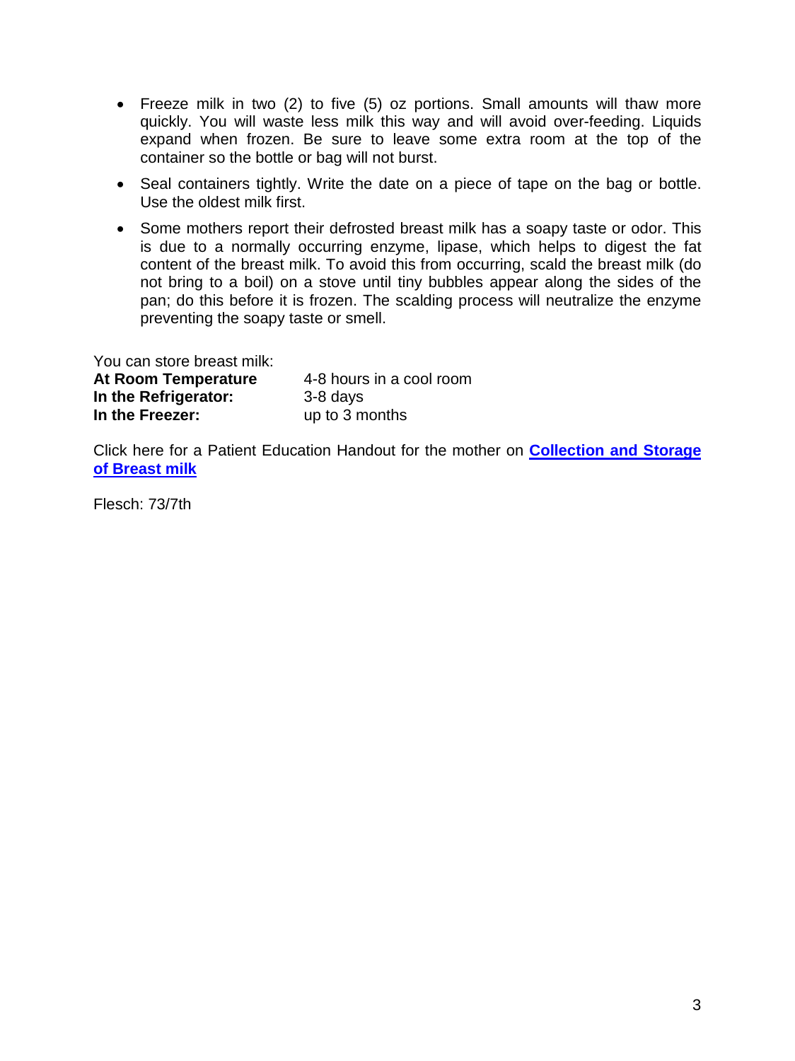- Freeze milk in two (2) to five (5) oz portions. Small amounts will thaw more quickly. You will waste less milk this way and will avoid over-feeding. Liquids expand when frozen. Be sure to leave some extra room at the top of the container so the bottle or bag will not burst.
- Seal containers tightly. Write the date on a piece of tape on the bag or bottle. Use the oldest milk first.
- Some mothers report their defrosted breast milk has a soapy taste or odor. This is due to a normally occurring enzyme, lipase, which helps to digest the fat content of the breast milk. To avoid this from occurring, scald the breast milk (do not bring to a boil) on a stove until tiny bubbles appear along the sides of the pan; do this before it is frozen. The scalding process will neutralize the enzyme preventing the soapy taste or smell.

You can store breast milk:

| | |
|---|---|
| **At Room Temperature** | 4-8 hours in a cool room |
| **In the Refrigerator:** | 3-8 days |
| **In the Freezer:** | up to 3 months |

Click here for a Patient Education Handout for the mother on **Collection and Storage of Breast milk**

Flesch: 73/7th